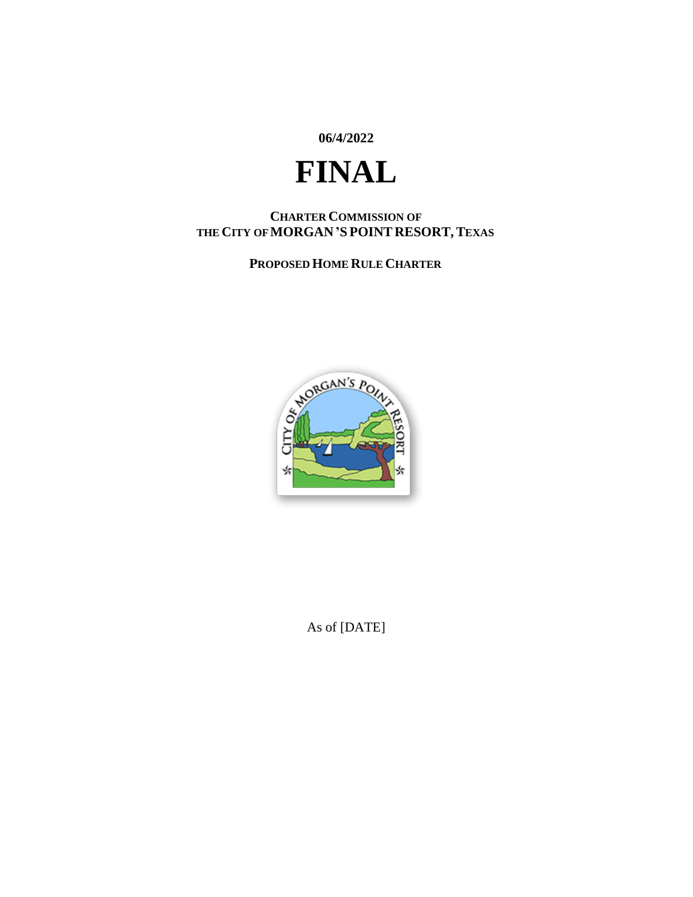**06/4/2022**

# FINAL

**CHARTER COMMISSION OF**
**THE CITY OF MORGAN'S POINT RESORT, TEXAS**

**PROPOSED HOME RULE CHARTER**

As of [DATE]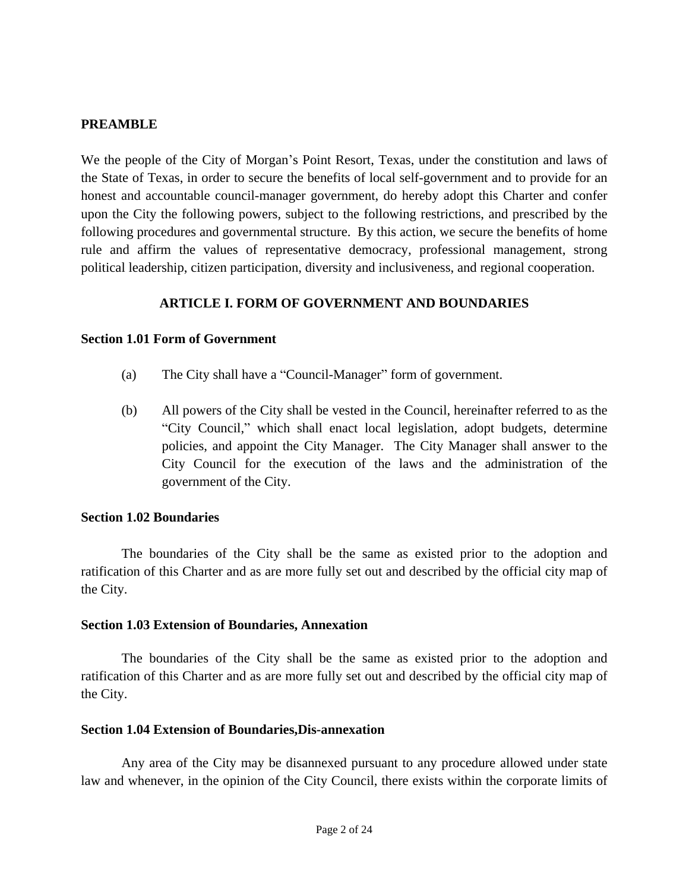**PREAMBLE**

We the people of the City of Morgan's Point Resort, Texas, under the constitution and laws of the State of Texas, in order to secure the benefits of local self-government and to provide for an honest and accountable council-manager government, do hereby adopt this Charter and confer upon the City the following powers, subject to the following restrictions, and prescribed by the following procedures and governmental structure. By this action, we secure the benefits of home rule and affirm the values of representative democracy, professional management, strong political leadership, citizen participation, diversity and inclusiveness, and regional cooperation.

## ARTICLE I. FORM OF GOVERNMENT AND BOUNDARIES

### Section 1.01 Form of Government

(a) The City shall have a "Council-Manager" form of government.

(b) All powers of the City shall be vested in the Council, hereinafter referred to as the "City Council," which shall enact local legislation, adopt budgets, determine policies, and appoint the City Manager. The City Manager shall answer to the City Council for the execution of the laws and the administration of the government of the City.

### Section 1.02 Boundaries

The boundaries of the City shall be the same as existed prior to the adoption and ratification of this Charter and as are more fully set out and described by the official city map of the City.

### Section 1.03 Extension of Boundaries, Annexation

The boundaries of the City shall be the same as existed prior to the adoption and ratification of this Charter and as are more fully set out and described by the official city map of the City.

### Section 1.04 Extension of Boundaries,Dis-annexation

Any area of the City may be disannexed pursuant to any procedure allowed under state law and whenever, in the opinion of the City Council, there exists within the corporate limits of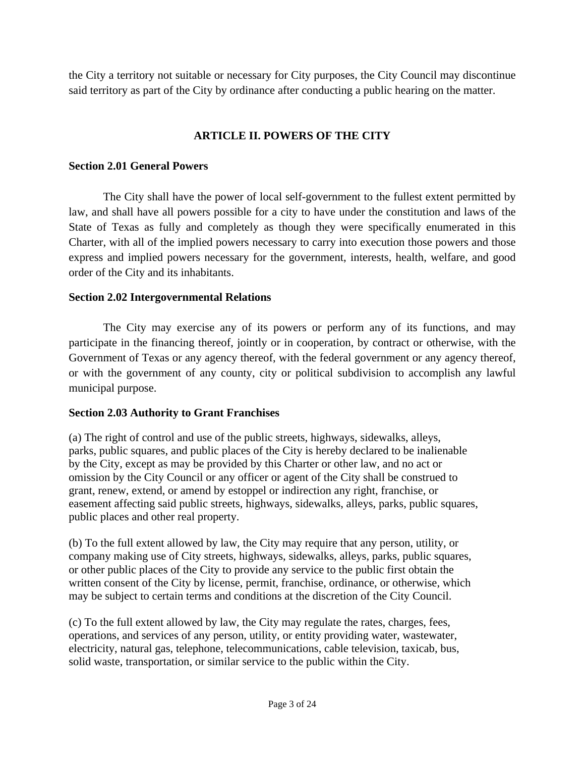the City a territory not suitable or necessary for City purposes, the City Council may discontinue said territory as part of the City by ordinance after conducting a public hearing on the matter.

## ARTICLE II. POWERS OF THE CITY

### Section 2.01 General Powers

The City shall have the power of local self-government to the fullest extent permitted by law, and shall have all powers possible for a city to have under the constitution and laws of the State of Texas as fully and completely as though they were specifically enumerated in this Charter, with all of the implied powers necessary to carry into execution those powers and those express and implied powers necessary for the government, interests, health, welfare, and good order of the City and its inhabitants.

### Section 2.02 Intergovernmental Relations

The City may exercise any of its powers or perform any of its functions, and may participate in the financing thereof, jointly or in cooperation, by contract or otherwise, with the Government of Texas or any agency thereof, with the federal government or any agency thereof, or with the government of any county, city or political subdivision to accomplish any lawful municipal purpose.

### Section 2.03 Authority to Grant Franchises

(a) The right of control and use of the public streets, highways, sidewalks, alleys, parks, public squares, and public places of the City is hereby declared to be inalienable by the City, except as may be provided by this Charter or other law, and no act or omission by the City Council or any officer or agent of the City shall be construed to grant, renew, extend, or amend by estoppel or indirection any right, franchise, or easement affecting said public streets, highways, sidewalks, alleys, parks, public squares, public places and other real property.

(b) To the full extent allowed by law, the City may require that any person, utility, or company making use of City streets, highways, sidewalks, alleys, parks, public squares, or other public places of the City to provide any service to the public first obtain the written consent of the City by license, permit, franchise, ordinance, or otherwise, which may be subject to certain terms and conditions at the discretion of the City Council.

(c) To the full extent allowed by law, the City may regulate the rates, charges, fees, operations, and services of any person, utility, or entity providing water, wastewater, electricity, natural gas, telephone, telecommunications, cable television, taxicab, bus, solid waste, transportation, or similar service to the public within the City.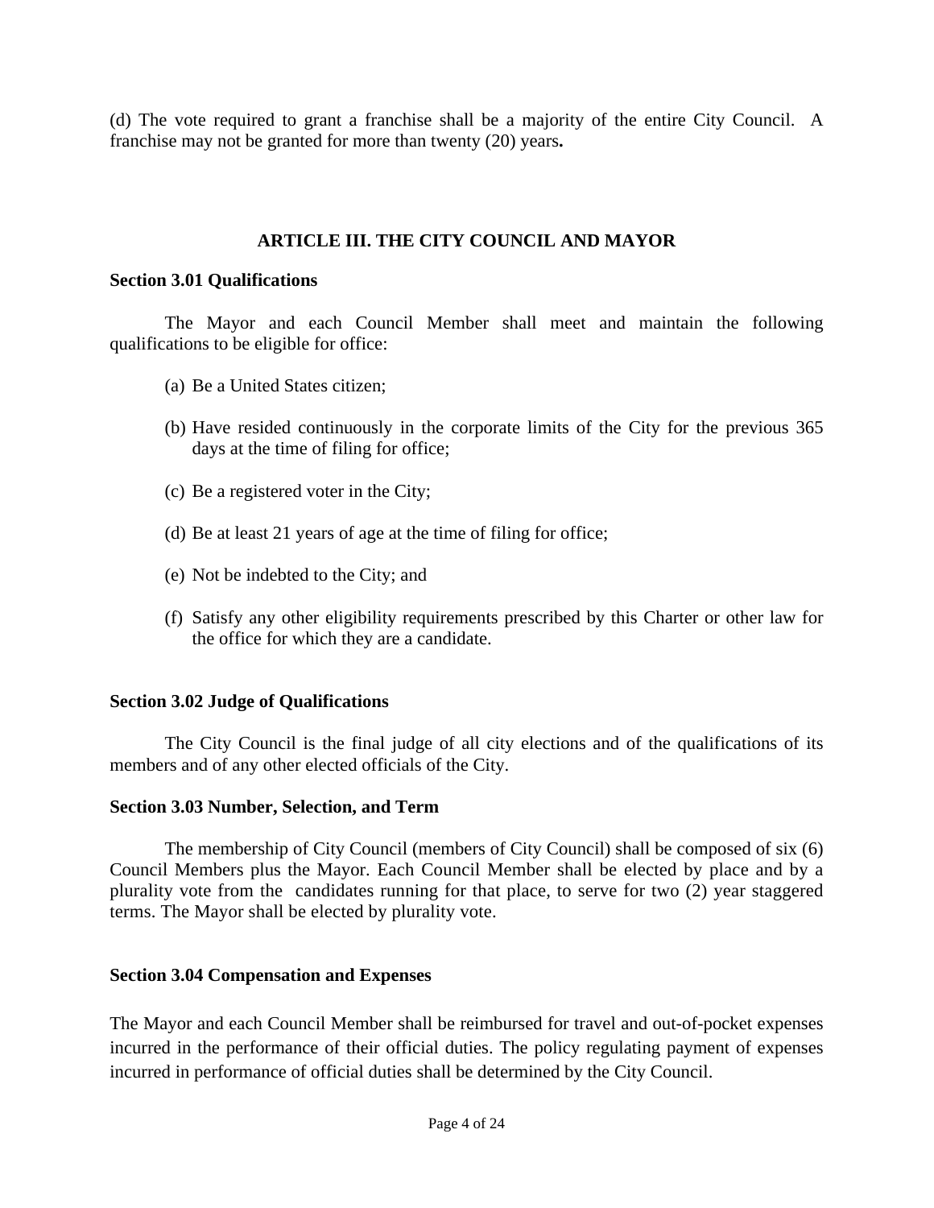(d) The vote required to grant a franchise shall be a majority of the entire City Council. A franchise may not be granted for more than twenty (20) years**.**

## ARTICLE III. THE CITY COUNCIL AND MAYOR

### Section 3.01 Qualifications

The Mayor and each Council Member shall meet and maintain the following qualifications to be eligible for office:

(a) Be a United States citizen;

(b) Have resided continuously in the corporate limits of the City for the previous 365 days at the time of filing for office;

(c) Be a registered voter in the City;

(d) Be at least 21 years of age at the time of filing for office;

(e) Not be indebted to the City; and

(f) Satisfy any other eligibility requirements prescribed by this Charter or other law for the office for which they are a candidate.

### Section 3.02 Judge of Qualifications

The City Council is the final judge of all city elections and of the qualifications of its members and of any other elected officials of the City.

### Section 3.03 Number, Selection, and Term

The membership of City Council (members of City Council) shall be composed of six (6) Council Members plus the Mayor. Each Council Member shall be elected by place and by a plurality vote from the candidates running for that place, to serve for two (2) year staggered terms. The Mayor shall be elected by plurality vote.

### Section 3.04 Compensation and Expenses

The Mayor and each Council Member shall be reimbursed for travel and out-of-pocket expenses incurred in the performance of their official duties. The policy regulating payment of expenses incurred in performance of official duties shall be determined by the City Council.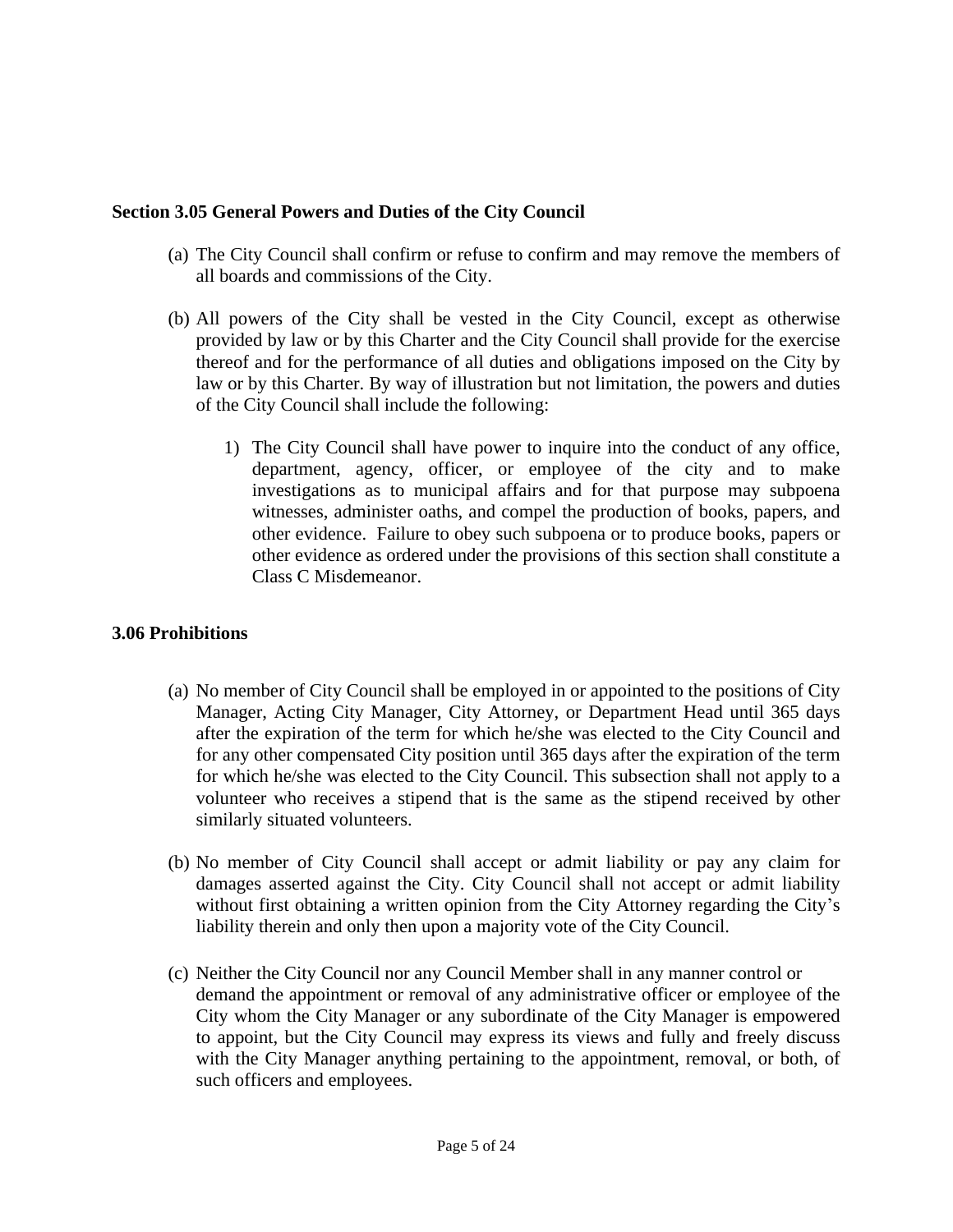**Section 3.05 General Powers and Duties of the City Council**

(a) The City Council shall confirm or refuse to confirm and may remove the members of all boards and commissions of the City.

(b) All powers of the City shall be vested in the City Council, except as otherwise provided by law or by this Charter and the City Council shall provide for the exercise thereof and for the performance of all duties and obligations imposed on the City by law or by this Charter. By way of illustration but not limitation, the powers and duties of the City Council shall include the following:

   1) The City Council shall have power to inquire into the conduct of any office, department, agency, officer, or employee of the city and to make investigations as to municipal affairs and for that purpose may subpoena witnesses, administer oaths, and compel the production of books, papers, and other evidence. Failure to obey such subpoena or to produce books, papers or other evidence as ordered under the provisions of this section shall constitute a Class C Misdemeanor.

**3.06 Prohibitions**

(a) No member of City Council shall be employed in or appointed to the positions of City Manager, Acting City Manager, City Attorney, or Department Head until 365 days after the expiration of the term for which he/she was elected to the City Council and for any other compensated City position until 365 days after the expiration of the term for which he/she was elected to the City Council. This subsection shall not apply to a volunteer who receives a stipend that is the same as the stipend received by other similarly situated volunteers.

(b) No member of City Council shall accept or admit liability or pay any claim for damages asserted against the City. City Council shall not accept or admit liability without first obtaining a written opinion from the City Attorney regarding the City's liability therein and only then upon a majority vote of the City Council.

(c) Neither the City Council nor any Council Member shall in any manner control or demand the appointment or removal of any administrative officer or employee of the City whom the City Manager or any subordinate of the City Manager is empowered to appoint, but the City Council may express its views and fully and freely discuss with the City Manager anything pertaining to the appointment, removal, or both, of such officers and employees.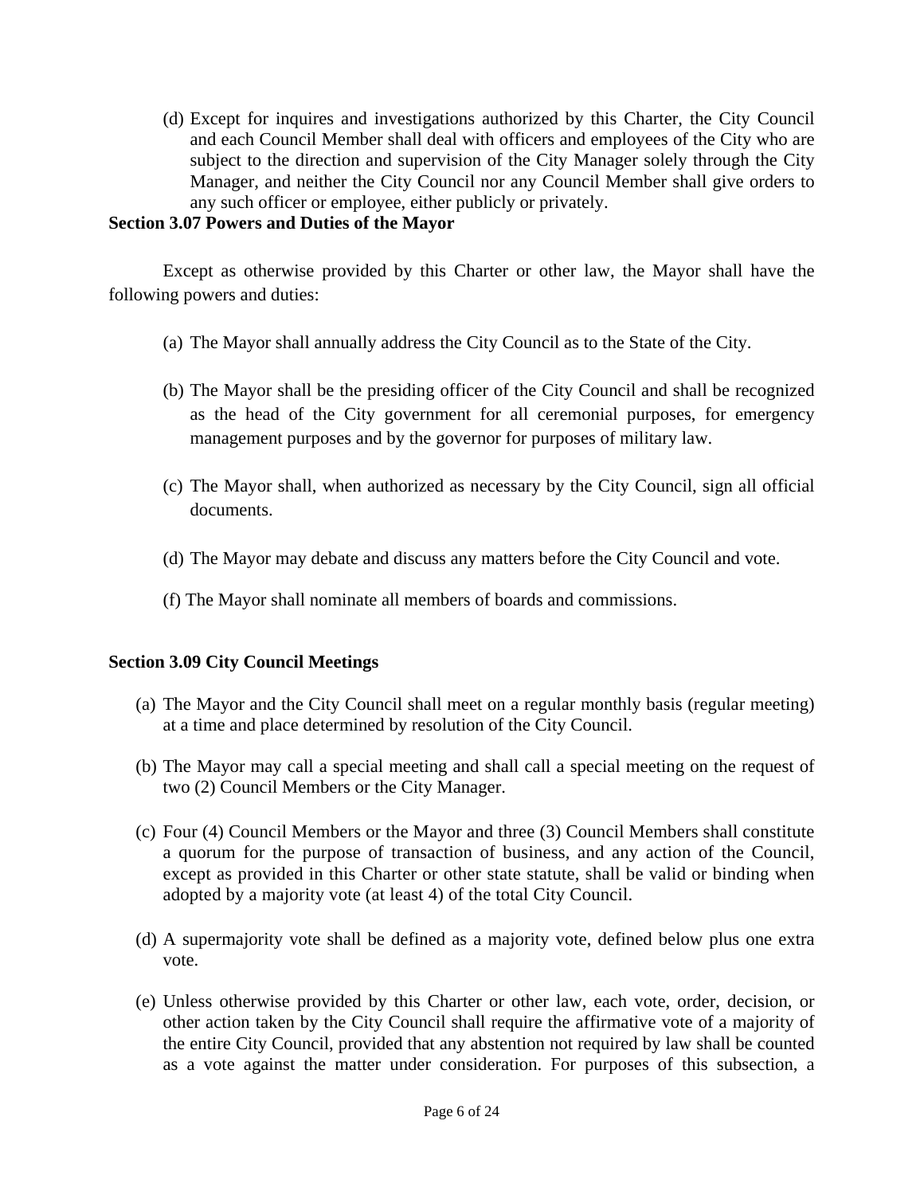(d) Except for inquires and investigations authorized by this Charter, the City Council and each Council Member shall deal with officers and employees of the City who are subject to the direction and supervision of the City Manager solely through the City Manager, and neither the City Council nor any Council Member shall give orders to any such officer or employee, either publicly or privately.

**Section 3.07 Powers and Duties of the Mayor**

Except as otherwise provided by this Charter or other law, the Mayor shall have the following powers and duties:

(a) The Mayor shall annually address the City Council as to the State of the City.

(b) The Mayor shall be the presiding officer of the City Council and shall be recognized as the head of the City government for all ceremonial purposes, for emergency management purposes and by the governor for purposes of military law.

(c) The Mayor shall, when authorized as necessary by the City Council, sign all official documents.

(d) The Mayor may debate and discuss any matters before the City Council and vote.

(f) The Mayor shall nominate all members of boards and commissions.

**Section 3.09 City Council Meetings**

(a) The Mayor and the City Council shall meet on a regular monthly basis (regular meeting) at a time and place determined by resolution of the City Council.

(b) The Mayor may call a special meeting and shall call a special meeting on the request of two (2) Council Members or the City Manager.

(c) Four (4) Council Members or the Mayor and three (3) Council Members shall constitute a quorum for the purpose of transaction of business, and any action of the Council, except as provided in this Charter or other state statute, shall be valid or binding when adopted by a majority vote (at least 4) of the total City Council.

(d) A supermajority vote shall be defined as a majority vote, defined below plus one extra vote.

(e) Unless otherwise provided by this Charter or other law, each vote, order, decision, or other action taken by the City Council shall require the affirmative vote of a majority of the entire City Council, provided that any abstention not required by law shall be counted as a vote against the matter under consideration. For purposes of this subsection, a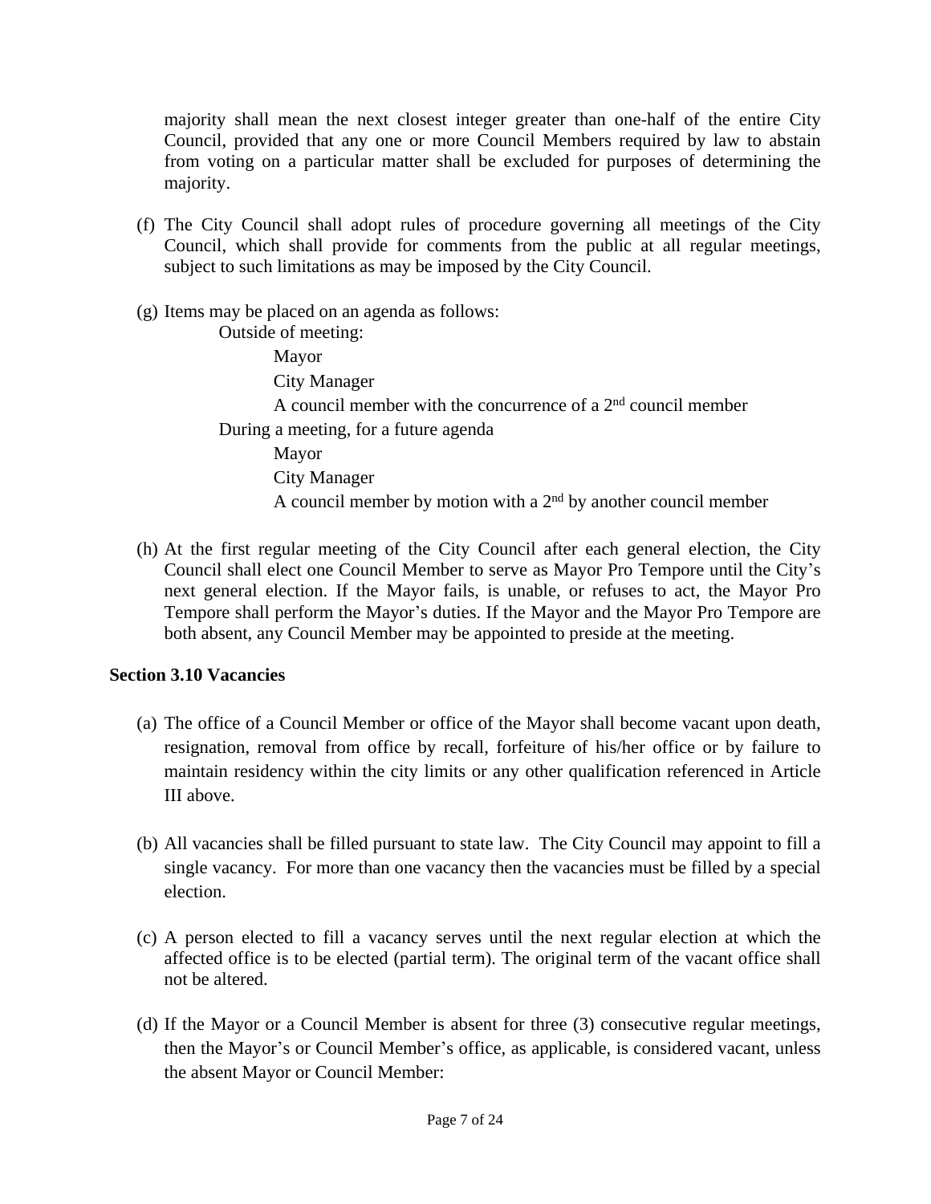majority shall mean the next closest integer greater than one-half of the entire City Council, provided that any one or more Council Members required by law to abstain from voting on a particular matter shall be excluded for purposes of determining the majority.

(f) The City Council shall adopt rules of procedure governing all meetings of the City Council, which shall provide for comments from the public at all regular meetings, subject to such limitations as may be imposed by the City Council.

(g) Items may be placed on an agenda as follows:

- Outside of meeting:
  - Mayor
  - City Manager
  - A council member with the concurrence of a 2nd council member
- During a meeting, for a future agenda
  - Mayor
  - City Manager
  - A council member by motion with a 2nd by another council member

(h) At the first regular meeting of the City Council after each general election, the City Council shall elect one Council Member to serve as Mayor Pro Tempore until the City's next general election. If the Mayor fails, is unable, or refuses to act, the Mayor Pro Tempore shall perform the Mayor's duties. If the Mayor and the Mayor Pro Tempore are both absent, any Council Member may be appointed to preside at the meeting.

**Section 3.10 Vacancies**

(a) The office of a Council Member or office of the Mayor shall become vacant upon death, resignation, removal from office by recall, forfeiture of his/her office or by failure to maintain residency within the city limits or any other qualification referenced in Article III above.

(b) All vacancies shall be filled pursuant to state law. The City Council may appoint to fill a single vacancy. For more than one vacancy then the vacancies must be filled by a special election.

(c) A person elected to fill a vacancy serves until the next regular election at which the affected office is to be elected (partial term). The original term of the vacant office shall not be altered.

(d) If the Mayor or a Council Member is absent for three (3) consecutive regular meetings, then the Mayor's or Council Member's office, as applicable, is considered vacant, unless the absent Mayor or Council Member: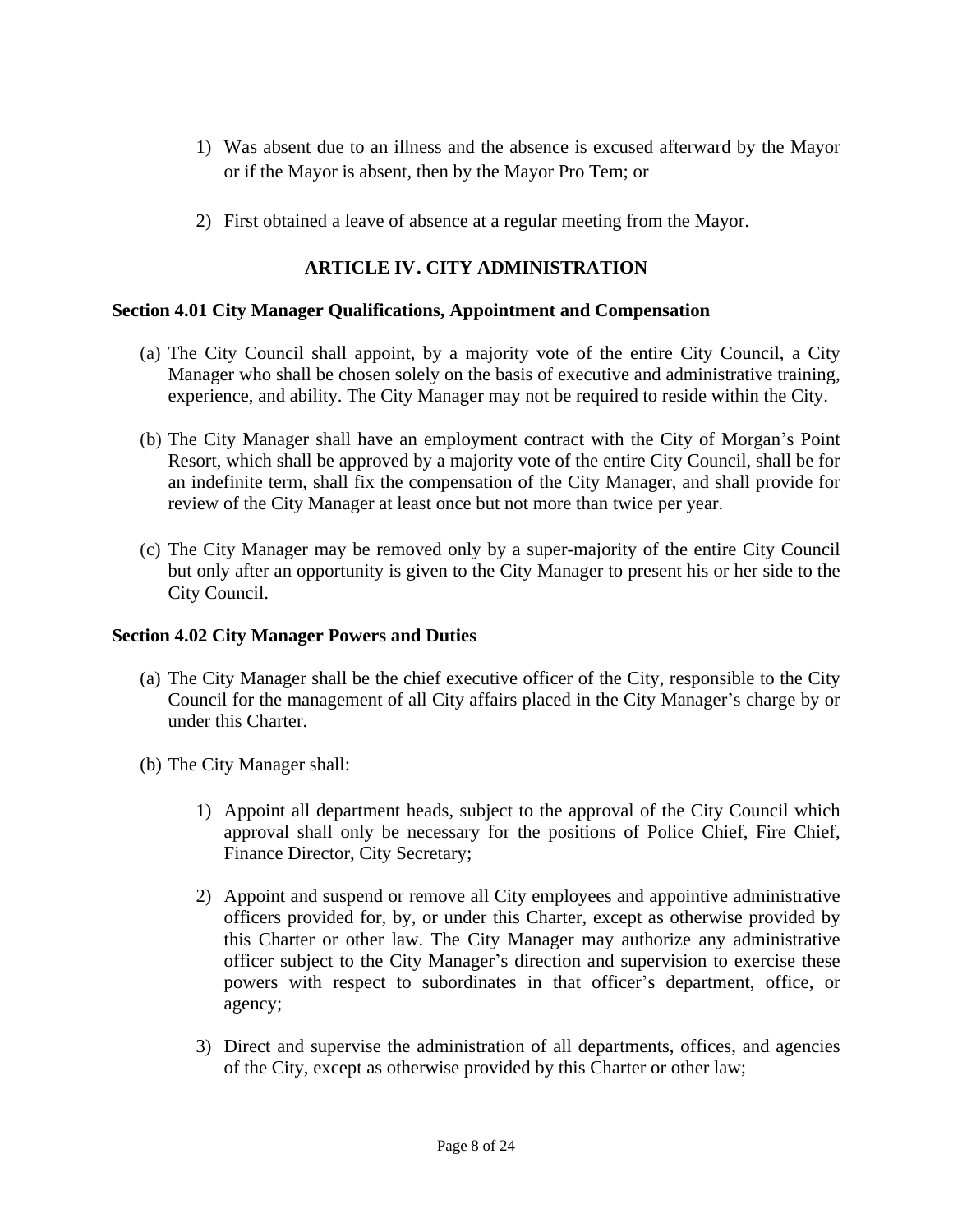1) Was absent due to an illness and the absence is excused afterward by the Mayor or if the Mayor is absent, then by the Mayor Pro Tem; or

2) First obtained a leave of absence at a regular meeting from the Mayor.

## ARTICLE IV. CITY ADMINISTRATION

### Section 4.01 City Manager Qualifications, Appointment and Compensation

(a) The City Council shall appoint, by a majority vote of the entire City Council, a City Manager who shall be chosen solely on the basis of executive and administrative training, experience, and ability. The City Manager may not be required to reside within the City.

(b) The City Manager shall have an employment contract with the City of Morgan's Point Resort, which shall be approved by a majority vote of the entire City Council, shall be for an indefinite term, shall fix the compensation of the City Manager, and shall provide for review of the City Manager at least once but not more than twice per year.

(c) The City Manager may be removed only by a super-majority of the entire City Council but only after an opportunity is given to the City Manager to present his or her side to the City Council.

### Section 4.02 City Manager Powers and Duties

(a) The City Manager shall be the chief executive officer of the City, responsible to the City Council for the management of all City affairs placed in the City Manager's charge by or under this Charter.

(b) The City Manager shall:

1) Appoint all department heads, subject to the approval of the City Council which approval shall only be necessary for the positions of Police Chief, Fire Chief, Finance Director, City Secretary;

2) Appoint and suspend or remove all City employees and appointive administrative officers provided for, by, or under this Charter, except as otherwise provided by this Charter or other law. The City Manager may authorize any administrative officer subject to the City Manager's direction and supervision to exercise these powers with respect to subordinates in that officer's department, office, or agency;

3) Direct and supervise the administration of all departments, offices, and agencies of the City, except as otherwise provided by this Charter or other law;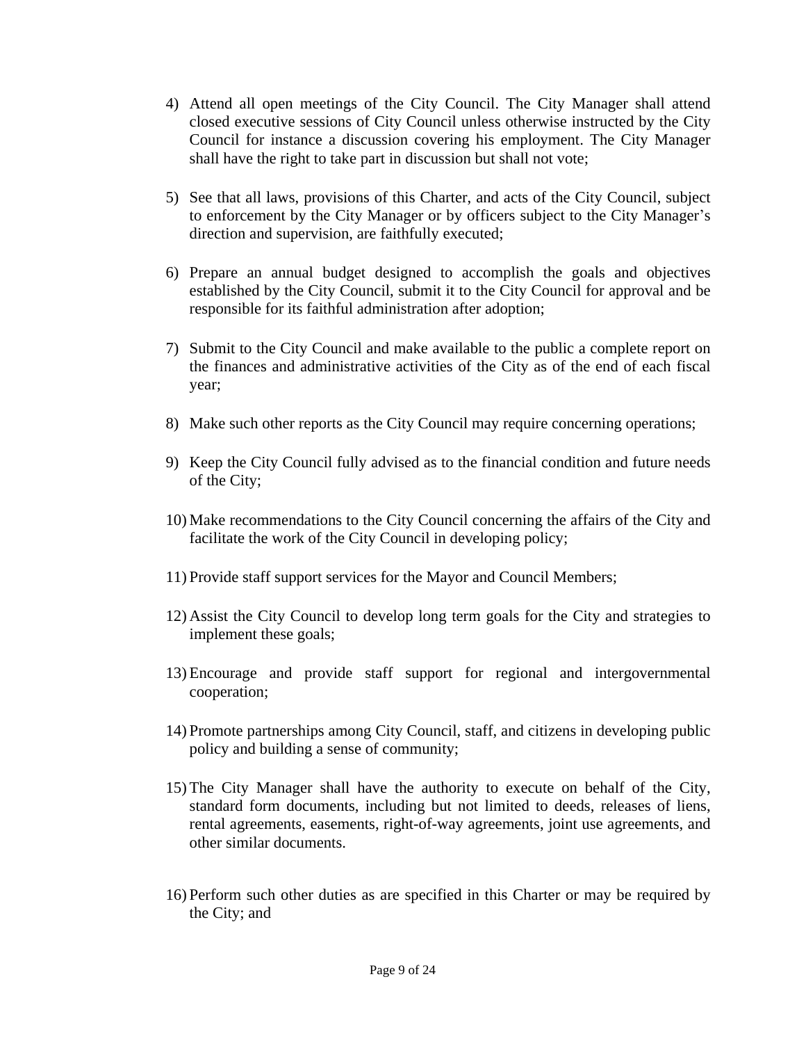4) Attend all open meetings of the City Council. The City Manager shall attend closed executive sessions of City Council unless otherwise instructed by the City Council for instance a discussion covering his employment. The City Manager shall have the right to take part in discussion but shall not vote;

5) See that all laws, provisions of this Charter, and acts of the City Council, subject to enforcement by the City Manager or by officers subject to the City Manager's direction and supervision, are faithfully executed;

6) Prepare an annual budget designed to accomplish the goals and objectives established by the City Council, submit it to the City Council for approval and be responsible for its faithful administration after adoption;

7) Submit to the City Council and make available to the public a complete report on the finances and administrative activities of the City as of the end of each fiscal year;

8) Make such other reports as the City Council may require concerning operations;

9) Keep the City Council fully advised as to the financial condition and future needs of the City;

10) Make recommendations to the City Council concerning the affairs of the City and facilitate the work of the City Council in developing policy;

11) Provide staff support services for the Mayor and Council Members;

12) Assist the City Council to develop long term goals for the City and strategies to implement these goals;

13) Encourage and provide staff support for regional and intergovernmental cooperation;

14) Promote partnerships among City Council, staff, and citizens in developing public policy and building a sense of community;

15) The City Manager shall have the authority to execute on behalf of the City, standard form documents, including but not limited to deeds, releases of liens, rental agreements, easements, right-of-way agreements, joint use agreements, and other similar documents.

16) Perform such other duties as are specified in this Charter or may be required by the City; and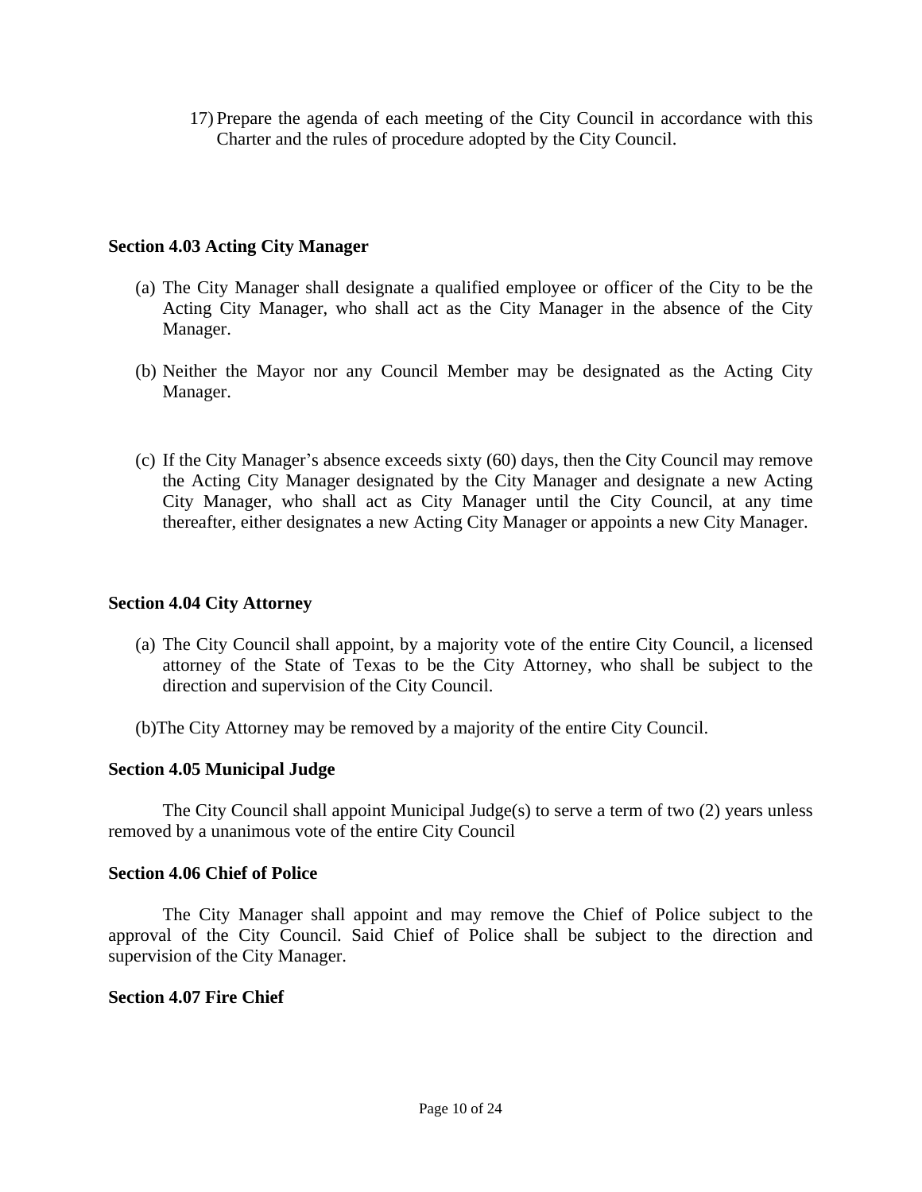17) Prepare the agenda of each meeting of the City Council in accordance with this Charter and the rules of procedure adopted by the City Council.

**Section 4.03 Acting City Manager**

(a) The City Manager shall designate a qualified employee or officer of the City to be the Acting City Manager, who shall act as the City Manager in the absence of the City Manager.

(b) Neither the Mayor nor any Council Member may be designated as the Acting City Manager.

(c) If the City Manager's absence exceeds sixty (60) days, then the City Council may remove the Acting City Manager designated by the City Manager and designate a new Acting City Manager, who shall act as City Manager until the City Council, at any time thereafter, either designates a new Acting City Manager or appoints a new City Manager.

**Section 4.04 City Attorney**

(a) The City Council shall appoint, by a majority vote of the entire City Council, a licensed attorney of the State of Texas to be the City Attorney, who shall be subject to the direction and supervision of the City Council.

(b)The City Attorney may be removed by a majority of the entire City Council.

**Section 4.05 Municipal Judge**

The City Council shall appoint Municipal Judge(s) to serve a term of two (2) years unless removed by a unanimous vote of the entire City Council

**Section 4.06 Chief of Police**

The City Manager shall appoint and may remove the Chief of Police subject to the approval of the City Council. Said Chief of Police shall be subject to the direction and supervision of the City Manager.

**Section 4.07 Fire Chief**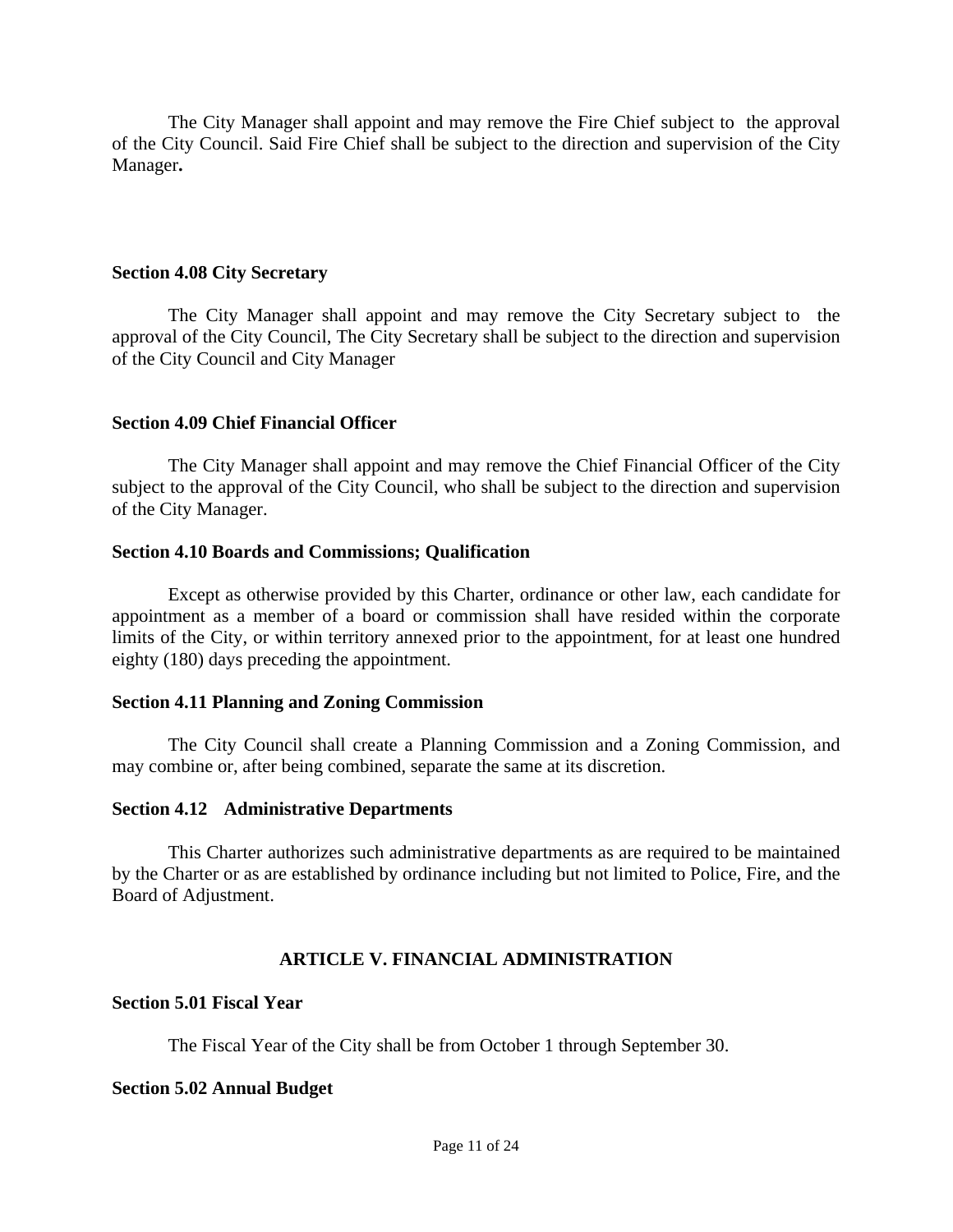The City Manager shall appoint and may remove the Fire Chief subject to the approval of the City Council. Said Fire Chief shall be subject to the direction and supervision of the City Manager**.**

**Section 4.08 City Secretary**

The City Manager shall appoint and may remove the City Secretary subject to the approval of the City Council, The City Secretary shall be subject to the direction and supervision of the City Council and City Manager

**Section 4.09 Chief Financial Officer**

The City Manager shall appoint and may remove the Chief Financial Officer of the City subject to the approval of the City Council, who shall be subject to the direction and supervision of the City Manager.

**Section 4.10 Boards and Commissions; Qualification**

Except as otherwise provided by this Charter, ordinance or other law, each candidate for appointment as a member of a board or commission shall have resided within the corporate limits of the City, or within territory annexed prior to the appointment, for at least one hundred eighty (180) days preceding the appointment.

**Section 4.11 Planning and Zoning Commission**

The City Council shall create a Planning Commission and a Zoning Commission, and may combine or, after being combined, separate the same at its discretion.

**Section 4.12 Administrative Departments**

This Charter authorizes such administrative departments as are required to be maintained by the Charter or as are established by ordinance including but not limited to Police, Fire, and the Board of Adjustment.

## ARTICLE V. FINANCIAL ADMINISTRATION

**Section 5.01 Fiscal Year**

The Fiscal Year of the City shall be from October 1 through September 30.

**Section 5.02 Annual Budget**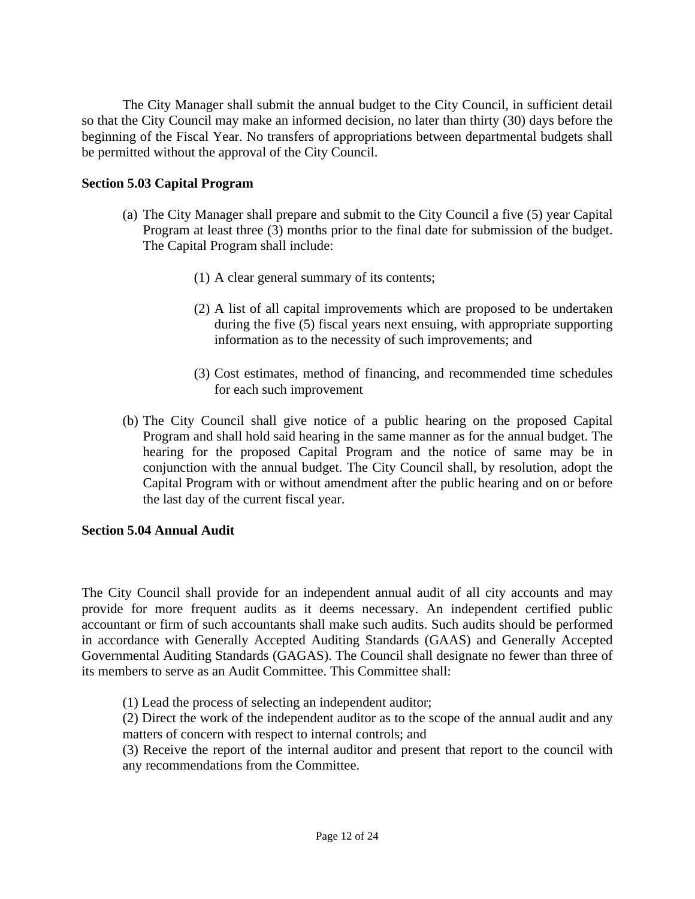The City Manager shall submit the annual budget to the City Council, in sufficient detail so that the City Council may make an informed decision, no later than thirty (30) days before the beginning of the Fiscal Year. No transfers of appropriations between departmental budgets shall be permitted without the approval of the City Council.

**Section 5.03 Capital Program**

(a) The City Manager shall prepare and submit to the City Council a five (5) year Capital Program at least three (3) months prior to the final date for submission of the budget. The Capital Program shall include:

   (1) A clear general summary of its contents;

   (2) A list of all capital improvements which are proposed to be undertaken during the five (5) fiscal years next ensuing, with appropriate supporting information as to the necessity of such improvements; and

   (3) Cost estimates, method of financing, and recommended time schedules for each such improvement

(b) The City Council shall give notice of a public hearing on the proposed Capital Program and shall hold said hearing in the same manner as for the annual budget. The hearing for the proposed Capital Program and the notice of same may be in conjunction with the annual budget. The City Council shall, by resolution, adopt the Capital Program with or without amendment after the public hearing and on or before the last day of the current fiscal year.

**Section 5.04 Annual Audit**

The City Council shall provide for an independent annual audit of all city accounts and may provide for more frequent audits as it deems necessary. An independent certified public accountant or firm of such accountants shall make such audits. Such audits should be performed in accordance with Generally Accepted Auditing Standards (GAAS) and Generally Accepted Governmental Auditing Standards (GAGAS). The Council shall designate no fewer than three of its members to serve as an Audit Committee. This Committee shall:

(1) Lead the process of selecting an independent auditor;
(2) Direct the work of the independent auditor as to the scope of the annual audit and any matters of concern with respect to internal controls; and
(3) Receive the report of the internal auditor and present that report to the council with any recommendations from the Committee.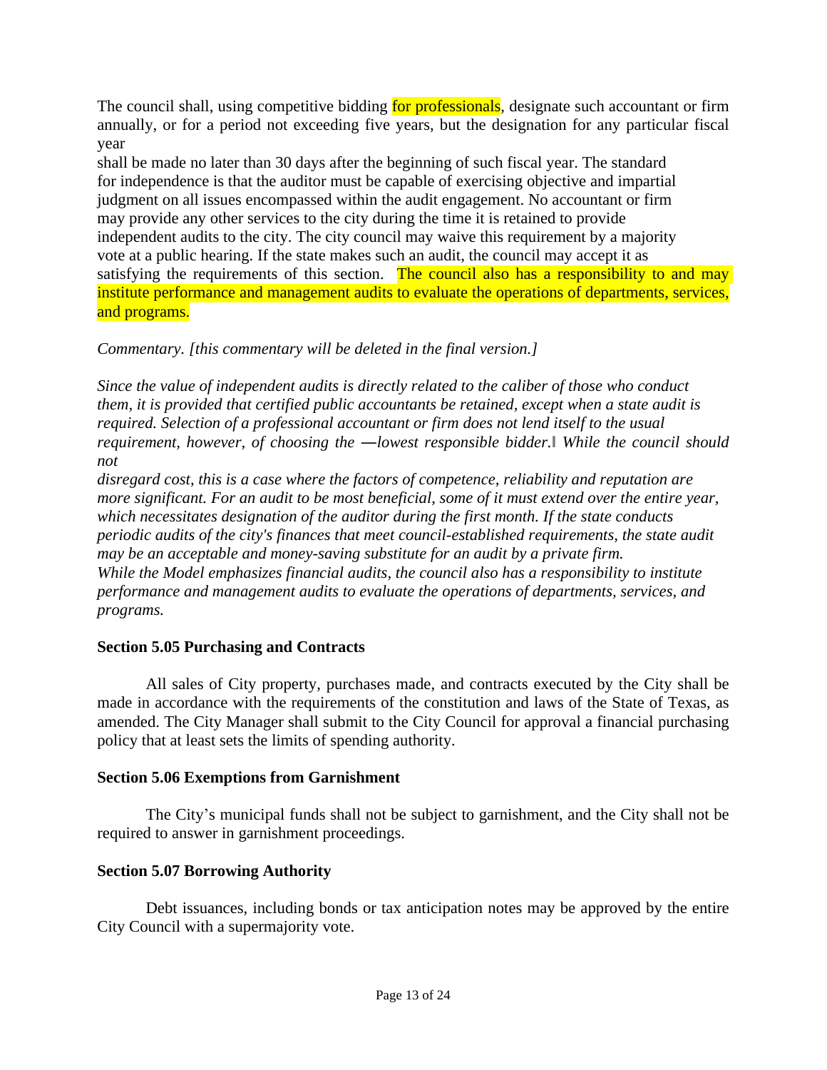The council shall, using competitive bidding for professionals, designate such accountant or firm annually, or for a period not exceeding five years, but the designation for any particular fiscal year shall be made no later than 30 days after the beginning of such fiscal year. The standard for independence is that the auditor must be capable of exercising objective and impartial judgment on all issues encompassed within the audit engagement. No accountant or firm may provide any other services to the city during the time it is retained to provide independent audits to the city. The city council may waive this requirement by a majority vote at a public hearing. If the state makes such an audit, the council may accept it as satisfying the requirements of this section. The council also has a responsibility to and may institute performance and management audits to evaluate the operations of departments, services, and programs.

*Commentary. [this commentary will be deleted in the final version.]*

*Since the value of independent audits is directly related to the caliber of those who conduct them, it is provided that certified public accountants be retained, except when a state audit is required. Selection of a professional accountant or firm does not lend itself to the usual requirement, however, of choosing the ―lowest responsible bidder.‖ While the council should not disregard cost, this is a case where the factors of competence, reliability and reputation are more significant. For an audit to be most beneficial, some of it must extend over the entire year, which necessitates designation of the auditor during the first month. If the state conducts periodic audits of the city's finances that meet council-established requirements, the state audit may be an acceptable and money-saving substitute for an audit by a private firm. While the Model emphasizes financial audits, the council also has a responsibility to institute performance and management audits to evaluate the operations of departments, services, and programs.*

**Section 5.05 Purchasing and Contracts**

All sales of City property, purchases made, and contracts executed by the City shall be made in accordance with the requirements of the constitution and laws of the State of Texas, as amended. The City Manager shall submit to the City Council for approval a financial purchasing policy that at least sets the limits of spending authority.

**Section 5.06 Exemptions from Garnishment**

The City's municipal funds shall not be subject to garnishment, and the City shall not be required to answer in garnishment proceedings.

**Section 5.07 Borrowing Authority**

Debt issuances, including bonds or tax anticipation notes may be approved by the entire City Council with a supermajority vote.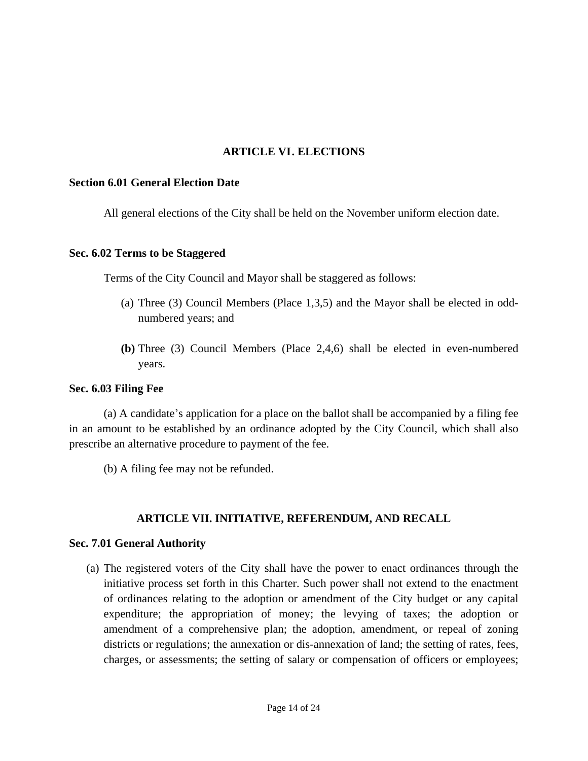## ARTICLE VI. ELECTIONS

**Section 6.01 General Election Date**

All general elections of the City shall be held on the November uniform election date.

**Sec. 6.02 Terms to be Staggered**

Terms of the City Council and Mayor shall be staggered as follows:

(a) Three (3) Council Members (Place 1,3,5) and the Mayor shall be elected in odd-numbered years; and

**(b)** Three (3) Council Members (Place 2,4,6) shall be elected in even-numbered years.

**Sec. 6.03 Filing Fee**

(a) A candidate's application for a place on the ballot shall be accompanied by a filing fee in an amount to be established by an ordinance adopted by the City Council, which shall also prescribe an alternative procedure to payment of the fee.

(b) A filing fee may not be refunded.

## ARTICLE VII. INITIATIVE, REFERENDUM, AND RECALL

**Sec. 7.01 General Authority**

(a) The registered voters of the City shall have the power to enact ordinances through the initiative process set forth in this Charter. Such power shall not extend to the enactment of ordinances relating to the adoption or amendment of the City budget or any capital expenditure; the appropriation of money; the levying of taxes; the adoption or amendment of a comprehensive plan; the adoption, amendment, or repeal of zoning districts or regulations; the annexation or dis-annexation of land; the setting of rates, fees, charges, or assessments; the setting of salary or compensation of officers or employees;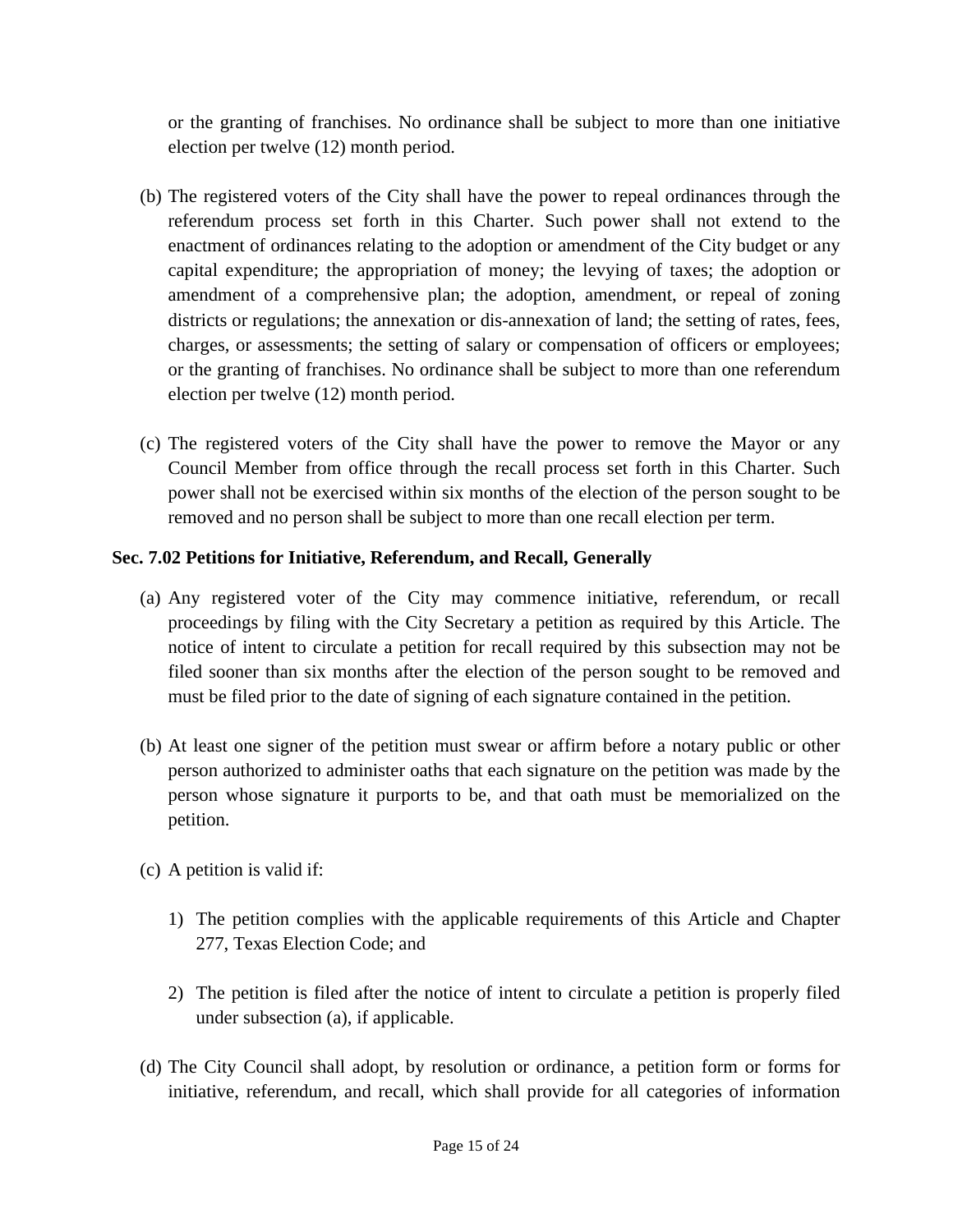or the granting of franchises. No ordinance shall be subject to more than one initiative election per twelve (12) month period.

(b) The registered voters of the City shall have the power to repeal ordinances through the referendum process set forth in this Charter. Such power shall not extend to the enactment of ordinances relating to the adoption or amendment of the City budget or any capital expenditure; the appropriation of money; the levying of taxes; the adoption or amendment of a comprehensive plan; the adoption, amendment, or repeal of zoning districts or regulations; the annexation or dis-annexation of land; the setting of rates, fees, charges, or assessments; the setting of salary or compensation of officers or employees; or the granting of franchises. No ordinance shall be subject to more than one referendum election per twelve (12) month period.

(c) The registered voters of the City shall have the power to remove the Mayor or any Council Member from office through the recall process set forth in this Charter. Such power shall not be exercised within six months of the election of the person sought to be removed and no person shall be subject to more than one recall election per term.

**Sec. 7.02 Petitions for Initiative, Referendum, and Recall, Generally**

(a) Any registered voter of the City may commence initiative, referendum, or recall proceedings by filing with the City Secretary a petition as required by this Article. The notice of intent to circulate a petition for recall required by this subsection may not be filed sooner than six months after the election of the person sought to be removed and must be filed prior to the date of signing of each signature contained in the petition.

(b) At least one signer of the petition must swear or affirm before a notary public or other person authorized to administer oaths that each signature on the petition was made by the person whose signature it purports to be, and that oath must be memorialized on the petition.

(c) A petition is valid if:

   1) The petition complies with the applicable requirements of this Article and Chapter 277, Texas Election Code; and

   2) The petition is filed after the notice of intent to circulate a petition is properly filed under subsection (a), if applicable.

(d) The City Council shall adopt, by resolution or ordinance, a petition form or forms for initiative, referendum, and recall, which shall provide for all categories of information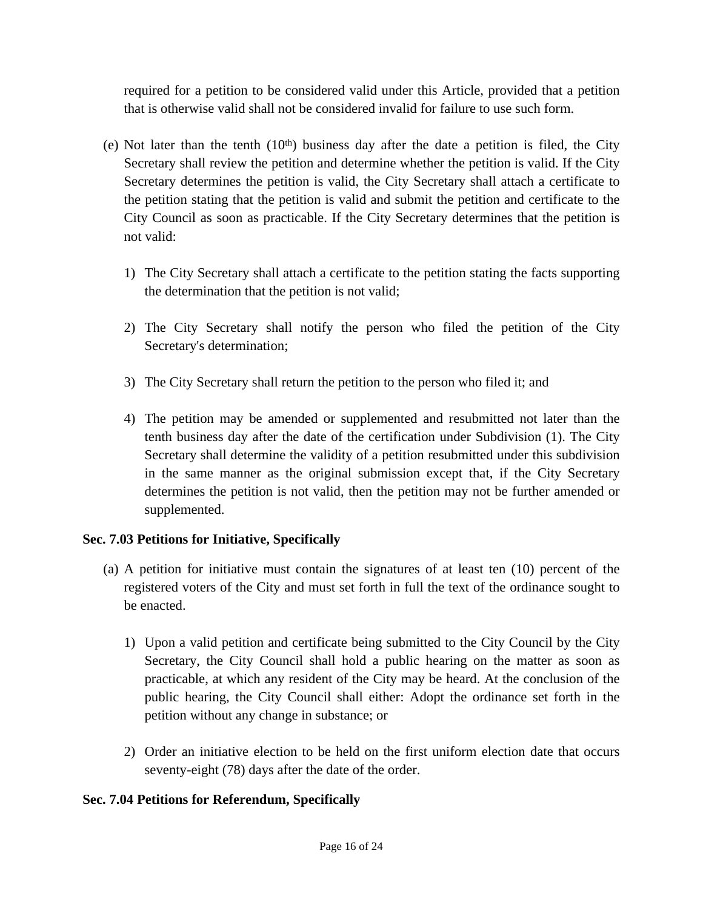required for a petition to be considered valid under this Article, provided that a petition that is otherwise valid shall not be considered invalid for failure to use such form.

(e) Not later than the tenth (10th) business day after the date a petition is filed, the City Secretary shall review the petition and determine whether the petition is valid. If the City Secretary determines the petition is valid, the City Secretary shall attach a certificate to the petition stating that the petition is valid and submit the petition and certificate to the City Council as soon as practicable. If the City Secretary determines that the petition is not valid:

1) The City Secretary shall attach a certificate to the petition stating the facts supporting the determination that the petition is not valid;

2) The City Secretary shall notify the person who filed the petition of the City Secretary's determination;

3) The City Secretary shall return the petition to the person who filed it; and

4) The petition may be amended or supplemented and resubmitted not later than the tenth business day after the date of the certification under Subdivision (1). The City Secretary shall determine the validity of a petition resubmitted under this subdivision in the same manner as the original submission except that, if the City Secretary determines the petition is not valid, then the petition may not be further amended or supplemented.

**Sec. 7.03 Petitions for Initiative, Specifically**

(a) A petition for initiative must contain the signatures of at least ten (10) percent of the registered voters of the City and must set forth in full the text of the ordinance sought to be enacted.

1) Upon a valid petition and certificate being submitted to the City Council by the City Secretary, the City Council shall hold a public hearing on the matter as soon as practicable, at which any resident of the City may be heard. At the conclusion of the public hearing, the City Council shall either: Adopt the ordinance set forth in the petition without any change in substance; or

2) Order an initiative election to be held on the first uniform election date that occurs seventy-eight (78) days after the date of the order.

**Sec. 7.04 Petitions for Referendum, Specifically**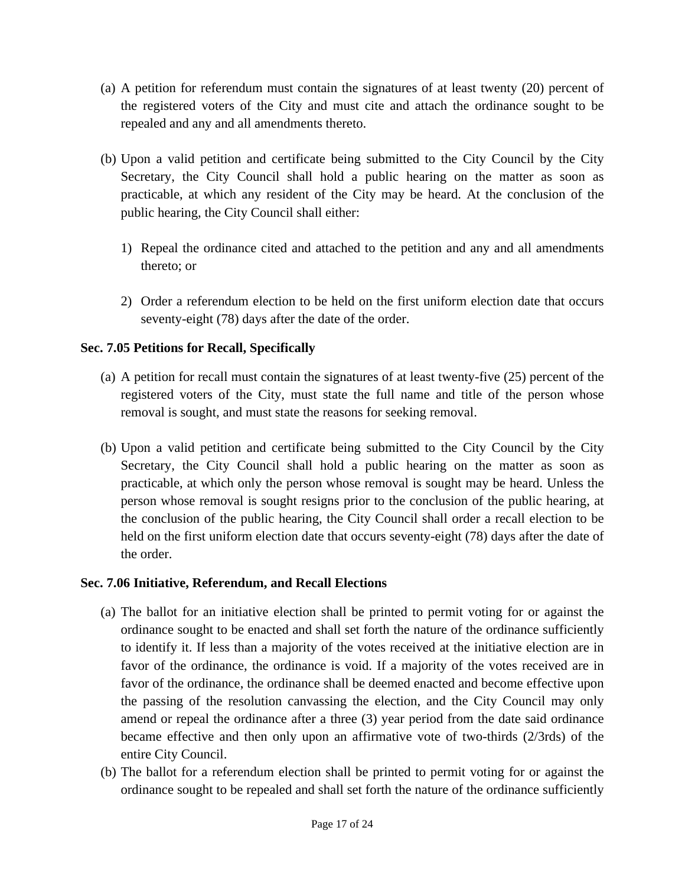(a) A petition for referendum must contain the signatures of at least twenty (20) percent of the registered voters of the City and must cite and attach the ordinance sought to be repealed and any and all amendments thereto.

(b) Upon a valid petition and certificate being submitted to the City Council by the City Secretary, the City Council shall hold a public hearing on the matter as soon as practicable, at which any resident of the City may be heard. At the conclusion of the public hearing, the City Council shall either:

   1) Repeal the ordinance cited and attached to the petition and any and all amendments thereto; or

   2) Order a referendum election to be held on the first uniform election date that occurs seventy-eight (78) days after the date of the order.

**Sec. 7.05 Petitions for Recall, Specifically**

(a) A petition for recall must contain the signatures of at least twenty-five (25) percent of the registered voters of the City, must state the full name and title of the person whose removal is sought, and must state the reasons for seeking removal.

(b) Upon a valid petition and certificate being submitted to the City Council by the City Secretary, the City Council shall hold a public hearing on the matter as soon as practicable, at which only the person whose removal is sought may be heard. Unless the person whose removal is sought resigns prior to the conclusion of the public hearing, at the conclusion of the public hearing, the City Council shall order a recall election to be held on the first uniform election date that occurs seventy-eight (78) days after the date of the order.

**Sec. 7.06 Initiative, Referendum, and Recall Elections**

(a) The ballot for an initiative election shall be printed to permit voting for or against the ordinance sought to be enacted and shall set forth the nature of the ordinance sufficiently to identify it. If less than a majority of the votes received at the initiative election are in favor of the ordinance, the ordinance is void. If a majority of the votes received are in favor of the ordinance, the ordinance shall be deemed enacted and become effective upon the passing of the resolution canvassing the election, and the City Council may only amend or repeal the ordinance after a three (3) year period from the date said ordinance became effective and then only upon an affirmative vote of two-thirds (2/3rds) of the entire City Council.

(b) The ballot for a referendum election shall be printed to permit voting for or against the ordinance sought to be repealed and shall set forth the nature of the ordinance sufficiently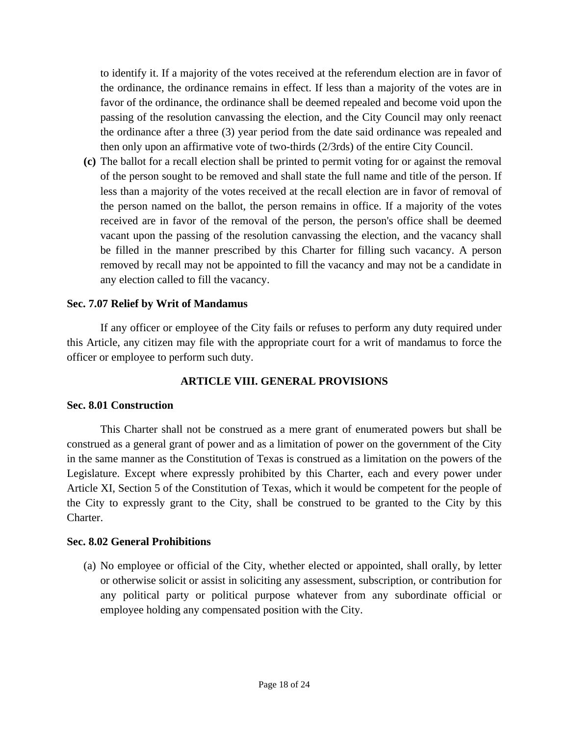to identify it. If a majority of the votes received at the referendum election are in favor of the ordinance, the ordinance remains in effect. If less than a majority of the votes are in favor of the ordinance, the ordinance shall be deemed repealed and become void upon the passing of the resolution canvassing the election, and the City Council may only reenact the ordinance after a three (3) year period from the date said ordinance was repealed and then only upon an affirmative vote of two-thirds (2/3rds) of the entire City Council.

**(c)** The ballot for a recall election shall be printed to permit voting for or against the removal of the person sought to be removed and shall state the full name and title of the person. If less than a majority of the votes received at the recall election are in favor of removal of the person named on the ballot, the person remains in office. If a majority of the votes received are in favor of the removal of the person, the person's office shall be deemed vacant upon the passing of the resolution canvassing the election, and the vacancy shall be filled in the manner prescribed by this Charter for filling such vacancy. A person removed by recall may not be appointed to fill the vacancy and may not be a candidate in any election called to fill the vacancy.

### Sec. 7.07 Relief by Writ of Mandamus

If any officer or employee of the City fails or refuses to perform any duty required under this Article, any citizen may file with the appropriate court for a writ of mandamus to force the officer or employee to perform such duty.

## ARTICLE VIII. GENERAL PROVISIONS

### Sec. 8.01 Construction

This Charter shall not be construed as a mere grant of enumerated powers but shall be construed as a general grant of power and as a limitation of power on the government of the City in the same manner as the Constitution of Texas is construed as a limitation on the powers of the Legislature. Except where expressly prohibited by this Charter, each and every power under Article XI, Section 5 of the Constitution of Texas, which it would be competent for the people of the City to expressly grant to the City, shall be construed to be granted to the City by this Charter.

### Sec. 8.02 General Prohibitions

(a) No employee or official of the City, whether elected or appointed, shall orally, by letter or otherwise solicit or assist in soliciting any assessment, subscription, or contribution for any political party or political purpose whatever from any subordinate official or employee holding any compensated position with the City.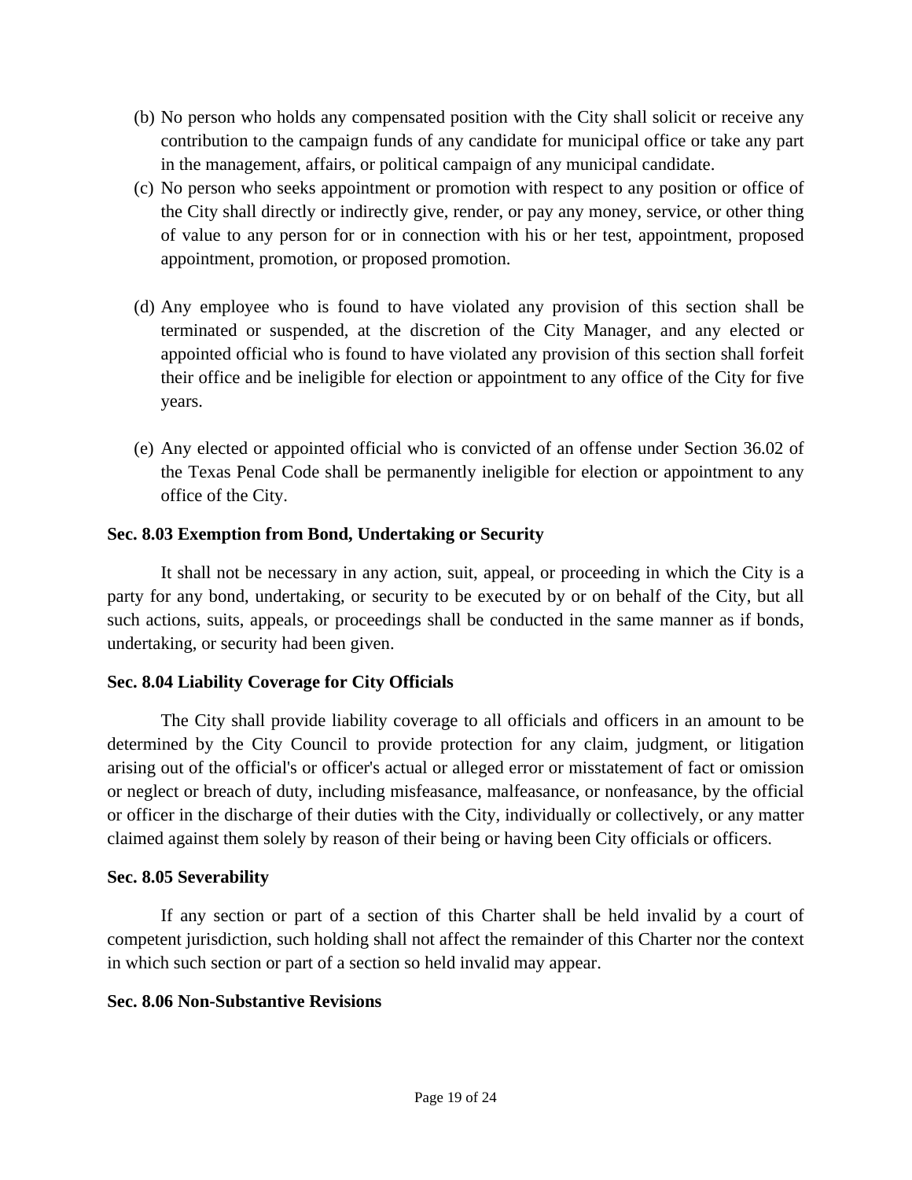(b) No person who holds any compensated position with the City shall solicit or receive any contribution to the campaign funds of any candidate for municipal office or take any part in the management, affairs, or political campaign of any municipal candidate.

(c) No person who seeks appointment or promotion with respect to any position or office of the City shall directly or indirectly give, render, or pay any money, service, or other thing of value to any person for or in connection with his or her test, appointment, proposed appointment, promotion, or proposed promotion.

(d) Any employee who is found to have violated any provision of this section shall be terminated or suspended, at the discretion of the City Manager, and any elected or appointed official who is found to have violated any provision of this section shall forfeit their office and be ineligible for election or appointment to any office of the City for five years.

(e) Any elected or appointed official who is convicted of an offense under Section 36.02 of the Texas Penal Code shall be permanently ineligible for election or appointment to any office of the City.

**Sec. 8.03 Exemption from Bond, Undertaking or Security**

It shall not be necessary in any action, suit, appeal, or proceeding in which the City is a party for any bond, undertaking, or security to be executed by or on behalf of the City, but all such actions, suits, appeals, or proceedings shall be conducted in the same manner as if bonds, undertaking, or security had been given.

**Sec. 8.04 Liability Coverage for City Officials**

The City shall provide liability coverage to all officials and officers in an amount to be determined by the City Council to provide protection for any claim, judgment, or litigation arising out of the official's or officer's actual or alleged error or misstatement of fact or omission or neglect or breach of duty, including misfeasance, malfeasance, or nonfeasance, by the official or officer in the discharge of their duties with the City, individually or collectively, or any matter claimed against them solely by reason of their being or having been City officials or officers.

**Sec. 8.05 Severability**

If any section or part of a section of this Charter shall be held invalid by a court of competent jurisdiction, such holding shall not affect the remainder of this Charter nor the context in which such section or part of a section so held invalid may appear.

**Sec. 8.06 Non-Substantive Revisions**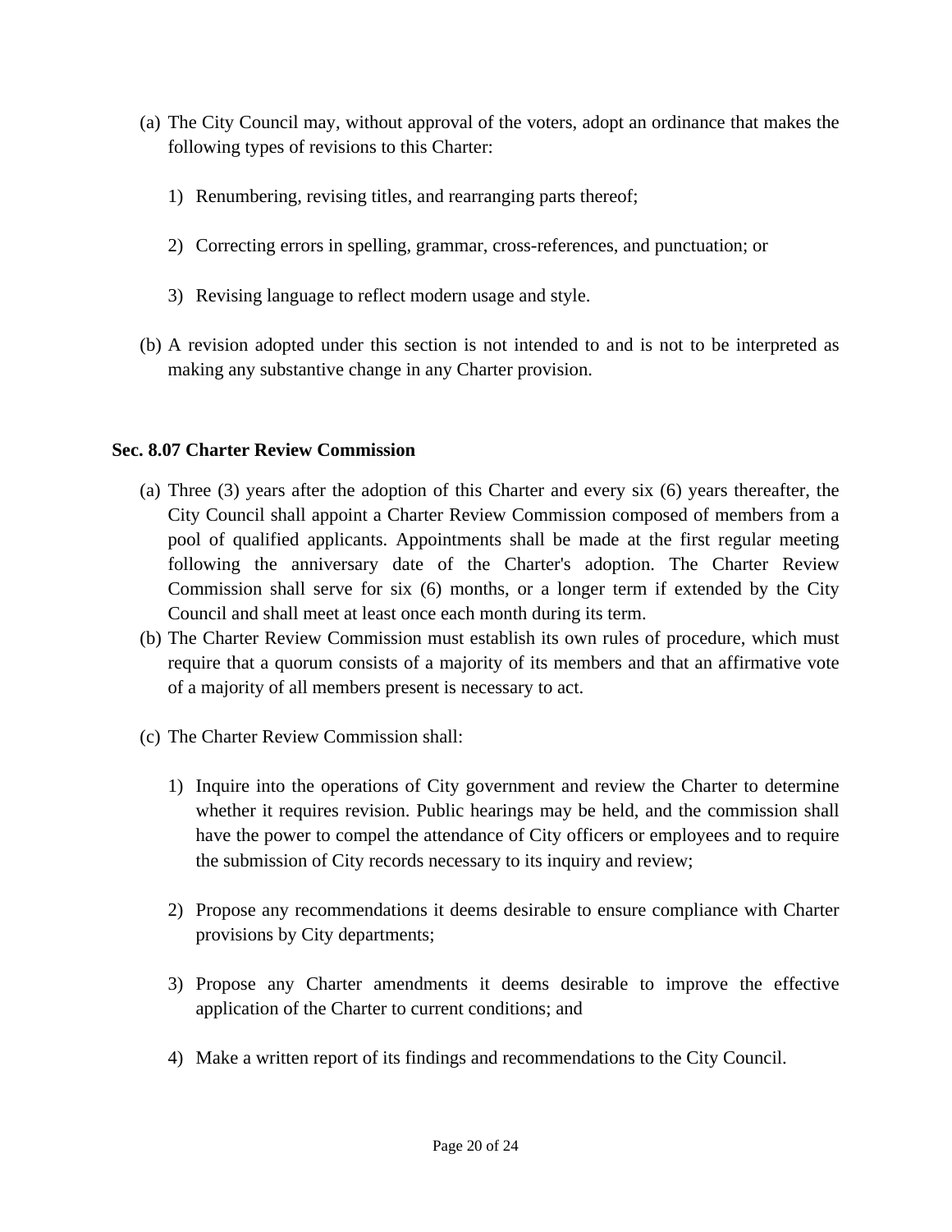(a) The City Council may, without approval of the voters, adopt an ordinance that makes the following types of revisions to this Charter:

1) Renumbering, revising titles, and rearranging parts thereof;

2) Correcting errors in spelling, grammar, cross-references, and punctuation; or

3) Revising language to reflect modern usage and style.

(b) A revision adopted under this section is not intended to and is not to be interpreted as making any substantive change in any Charter provision.

**Sec. 8.07 Charter Review Commission**

(a) Three (3) years after the adoption of this Charter and every six (6) years thereafter, the City Council shall appoint a Charter Review Commission composed of members from a pool of qualified applicants. Appointments shall be made at the first regular meeting following the anniversary date of the Charter's adoption. The Charter Review Commission shall serve for six (6) months, or a longer term if extended by the City Council and shall meet at least once each month during its term.

(b) The Charter Review Commission must establish its own rules of procedure, which must require that a quorum consists of a majority of its members and that an affirmative vote of a majority of all members present is necessary to act.

(c) The Charter Review Commission shall:

1) Inquire into the operations of City government and review the Charter to determine whether it requires revision. Public hearings may be held, and the commission shall have the power to compel the attendance of City officers or employees and to require the submission of City records necessary to its inquiry and review;

2) Propose any recommendations it deems desirable to ensure compliance with Charter provisions by City departments;

3) Propose any Charter amendments it deems desirable to improve the effective application of the Charter to current conditions; and

4) Make a written report of its findings and recommendations to the City Council.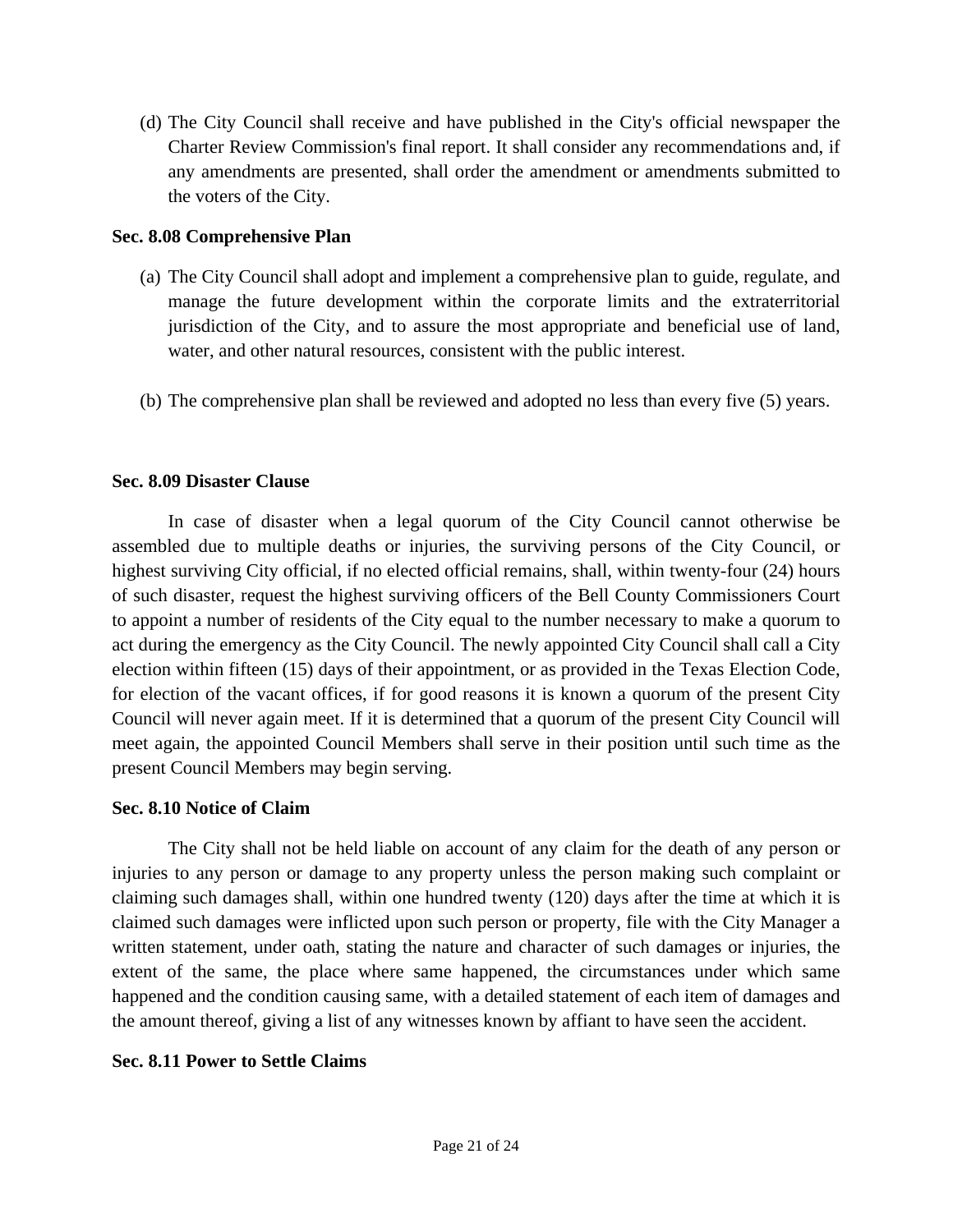(d) The City Council shall receive and have published in the City's official newspaper the Charter Review Commission's final report. It shall consider any recommendations and, if any amendments are presented, shall order the amendment or amendments submitted to the voters of the City.

**Sec. 8.08 Comprehensive Plan**

(a) The City Council shall adopt and implement a comprehensive plan to guide, regulate, and manage the future development within the corporate limits and the extraterritorial jurisdiction of the City, and to assure the most appropriate and beneficial use of land, water, and other natural resources, consistent with the public interest.

(b) The comprehensive plan shall be reviewed and adopted no less than every five (5) years.

**Sec. 8.09 Disaster Clause**

In case of disaster when a legal quorum of the City Council cannot otherwise be assembled due to multiple deaths or injuries, the surviving persons of the City Council, or highest surviving City official, if no elected official remains, shall, within twenty-four (24) hours of such disaster, request the highest surviving officers of the Bell County Commissioners Court to appoint a number of residents of the City equal to the number necessary to make a quorum to act during the emergency as the City Council. The newly appointed City Council shall call a City election within fifteen (15) days of their appointment, or as provided in the Texas Election Code, for election of the vacant offices, if for good reasons it is known a quorum of the present City Council will never again meet. If it is determined that a quorum of the present City Council will meet again, the appointed Council Members shall serve in their position until such time as the present Council Members may begin serving.

**Sec. 8.10 Notice of Claim**

The City shall not be held liable on account of any claim for the death of any person or injuries to any person or damage to any property unless the person making such complaint or claiming such damages shall, within one hundred twenty (120) days after the time at which it is claimed such damages were inflicted upon such person or property, file with the City Manager a written statement, under oath, stating the nature and character of such damages or injuries, the extent of the same, the place where same happened, the circumstances under which same happened and the condition causing same, with a detailed statement of each item of damages and the amount thereof, giving a list of any witnesses known by affiant to have seen the accident.

**Sec. 8.11 Power to Settle Claims**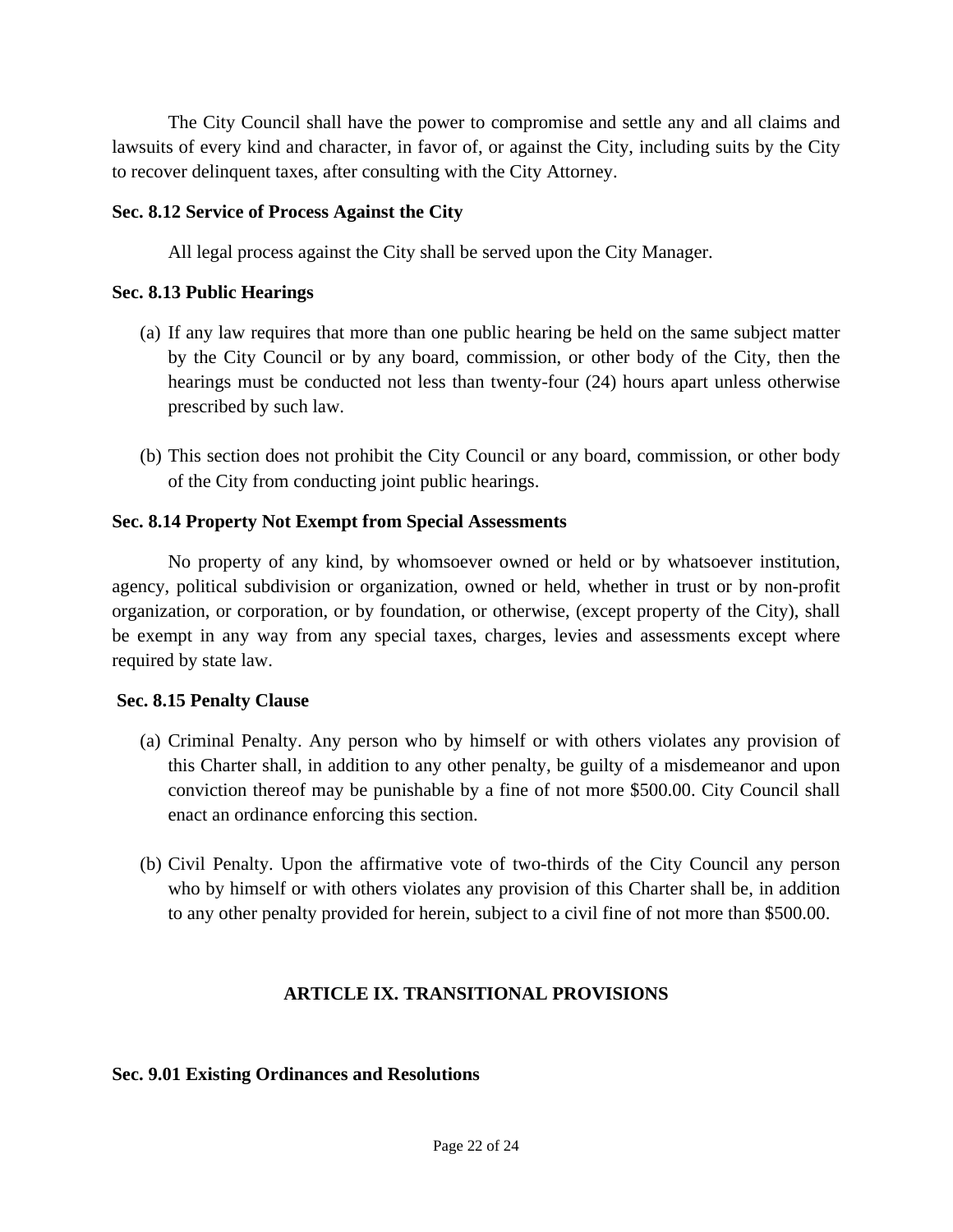The City Council shall have the power to compromise and settle any and all claims and lawsuits of every kind and character, in favor of, or against the City, including suits by the City to recover delinquent taxes, after consulting with the City Attorney.

**Sec. 8.12 Service of Process Against the City**

All legal process against the City shall be served upon the City Manager.

**Sec. 8.13 Public Hearings**

(a) If any law requires that more than one public hearing be held on the same subject matter by the City Council or by any board, commission, or other body of the City, then the hearings must be conducted not less than twenty-four (24) hours apart unless otherwise prescribed by such law.

(b) This section does not prohibit the City Council or any board, commission, or other body of the City from conducting joint public hearings.

**Sec. 8.14 Property Not Exempt from Special Assessments**

No property of any kind, by whomsoever owned or held or by whatsoever institution, agency, political subdivision or organization, owned or held, whether in trust or by non-profit organization, or corporation, or by foundation, or otherwise, (except property of the City), shall be exempt in any way from any special taxes, charges, levies and assessments except where required by state law.

**Sec. 8.15 Penalty Clause**

(a) Criminal Penalty. Any person who by himself or with others violates any provision of this Charter shall, in addition to any other penalty, be guilty of a misdemeanor and upon conviction thereof may be punishable by a fine of not more $500.00. City Council shall enact an ordinance enforcing this section.

(b) Civil Penalty. Upon the affirmative vote of two-thirds of the City Council any person who by himself or with others violates any provision of this Charter shall be, in addition to any other penalty provided for herein, subject to a civil fine of not more than $500.00.

## ARTICLE IX. TRANSITIONAL PROVISIONS

**Sec. 9.01 Existing Ordinances and Resolutions**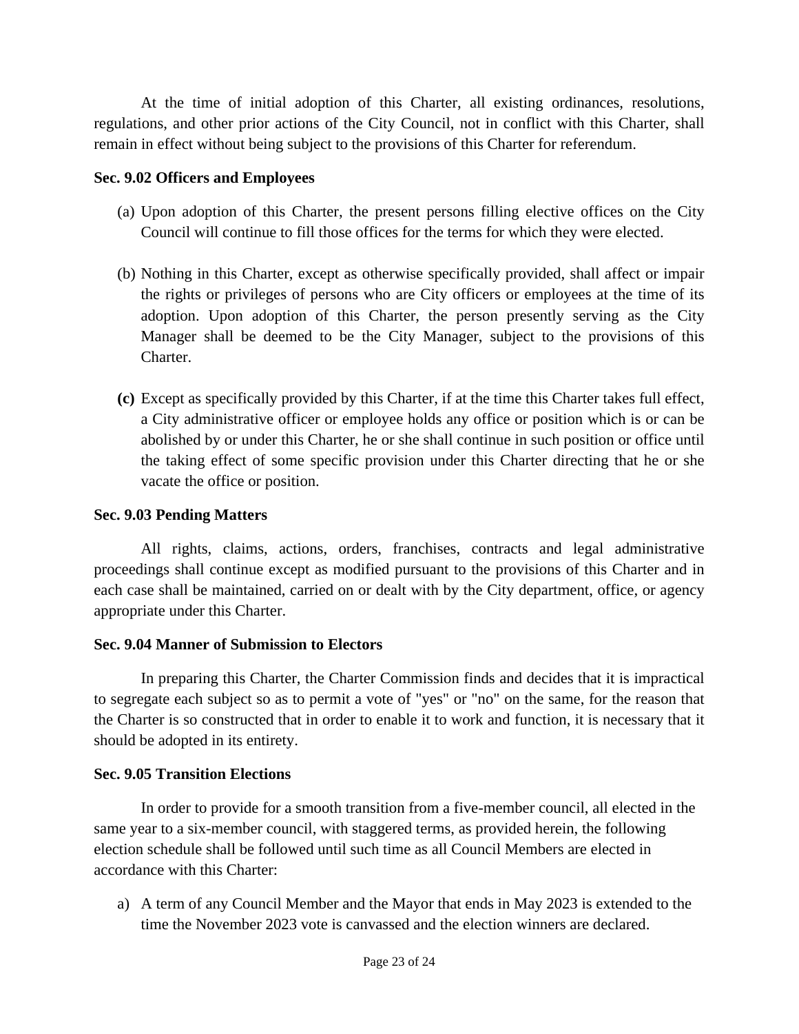At the time of initial adoption of this Charter, all existing ordinances, resolutions, regulations, and other prior actions of the City Council, not in conflict with this Charter, shall remain in effect without being subject to the provisions of this Charter for referendum.

**Sec. 9.02 Officers and Employees**

(a) Upon adoption of this Charter, the present persons filling elective offices on the City Council will continue to fill those offices for the terms for which they were elected.

(b) Nothing in this Charter, except as otherwise specifically provided, shall affect or impair the rights or privileges of persons who are City officers or employees at the time of its adoption. Upon adoption of this Charter, the person presently serving as the City Manager shall be deemed to be the City Manager, subject to the provisions of this Charter.

**(c)** Except as specifically provided by this Charter, if at the time this Charter takes full effect, a City administrative officer or employee holds any office or position which is or can be abolished by or under this Charter, he or she shall continue in such position or office until the taking effect of some specific provision under this Charter directing that he or she vacate the office or position.

**Sec. 9.03 Pending Matters**

All rights, claims, actions, orders, franchises, contracts and legal administrative proceedings shall continue except as modified pursuant to the provisions of this Charter and in each case shall be maintained, carried on or dealt with by the City department, office, or agency appropriate under this Charter.

**Sec. 9.04 Manner of Submission to Electors**

In preparing this Charter, the Charter Commission finds and decides that it is impractical to segregate each subject so as to permit a vote of "yes" or "no" on the same, for the reason that the Charter is so constructed that in order to enable it to work and function, it is necessary that it should be adopted in its entirety.

**Sec. 9.05 Transition Elections**

In order to provide for a smooth transition from a five-member council, all elected in the same year to a six-member council, with staggered terms, as provided herein, the following election schedule shall be followed until such time as all Council Members are elected in accordance with this Charter:

a) A term of any Council Member and the Mayor that ends in May 2023 is extended to the time the November 2023 vote is canvassed and the election winners are declared.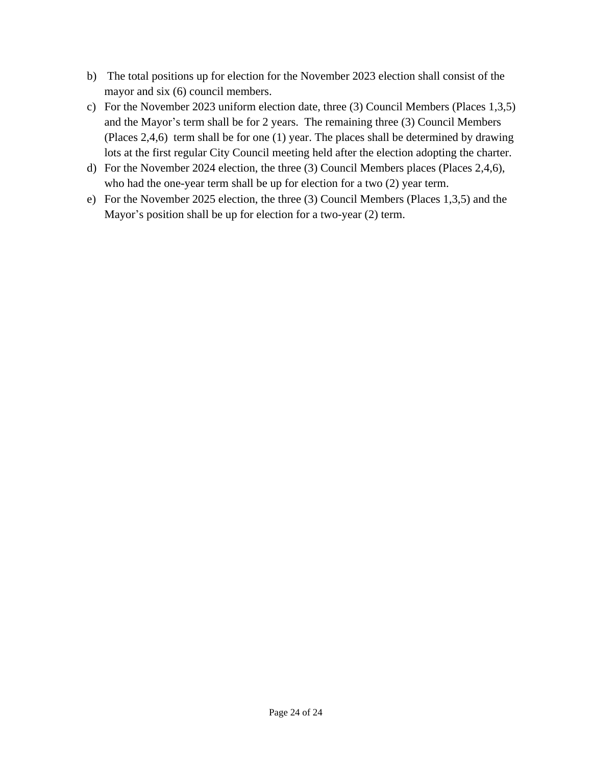b) The total positions up for election for the November 2023 election shall consist of the mayor and six (6) council members.

c) For the November 2023 uniform election date, three (3) Council Members (Places 1,3,5) and the Mayor's term shall be for 2 years. The remaining three (3) Council Members (Places 2,4,6) term shall be for one (1) year. The places shall be determined by drawing lots at the first regular City Council meeting held after the election adopting the charter.

d) For the November 2024 election, the three (3) Council Members places (Places 2,4,6), who had the one-year term shall be up for election for a two (2) year term.

e) For the November 2025 election, the three (3) Council Members (Places 1,3,5) and the Mayor's position shall be up for election for a two-year (2) term.